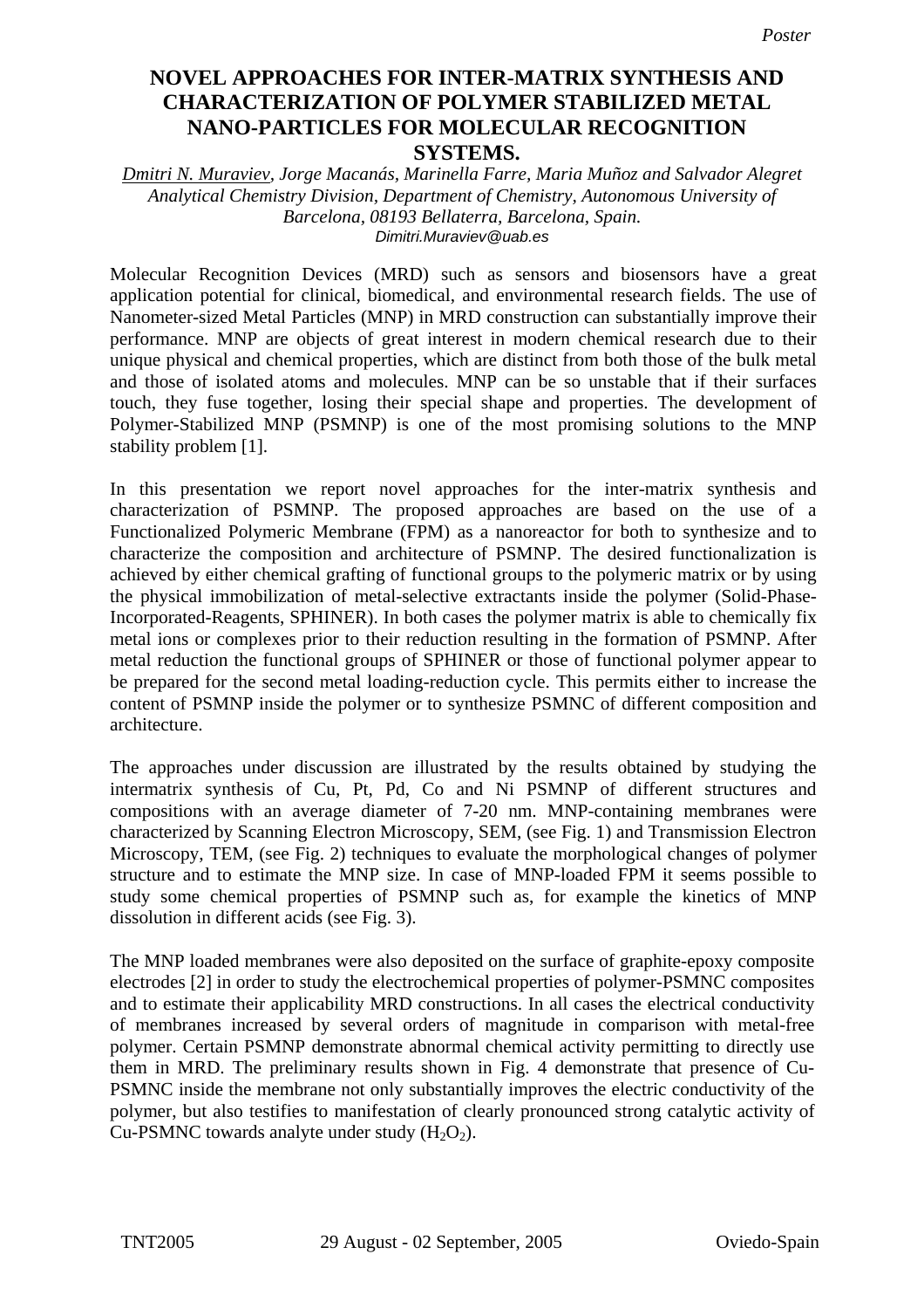*Poster*

# NOVEL APPROACHES FOR INTER-MATRIX SYNTHESIS AND CHARACTERIZATION OF POLYMER STABILIZED METAL NANO-PARTICLES FOR MOLECULAR RECOGNITION SYSTEMS.

*Dmitri N. Muraviev, Jorge Macanás, Marinella Farre, Maria Muñoz and Salvador Alegret*
*Analytical Chemistry Division, Department of Chemistry, Autonomous University of Barcelona, 08193 Bellaterra, Barcelona, Spain.*
*Dimitri.Muraviev@uab.es*

Molecular Recognition Devices (MRD) such as sensors and biosensors have a great application potential for clinical, biomedical, and environmental research fields. The use of Nanometer-sized Metal Particles (MNP) in MRD construction can substantially improve their performance. MNP are objects of great interest in modern chemical research due to their unique physical and chemical properties, which are distinct from both those of the bulk metal and those of isolated atoms and molecules. MNP can be so unstable that if their surfaces touch, they fuse together, losing their special shape and properties. The development of Polymer-Stabilized MNP (PSMNP) is one of the most promising solutions to the MNP stability problem [1].

In this presentation we report novel approaches for the inter-matrix synthesis and characterization of PSMNP. The proposed approaches are based on the use of a Functionalized Polymeric Membrane (FPM) as a nanoreactor for both to synthesize and to characterize the composition and architecture of PSMNP. The desired functionalization is achieved by either chemical grafting of functional groups to the polymeric matrix or by using the physical immobilization of metal-selective extractants inside the polymer (Solid-Phase-Incorporated-Reagents, SPHINER). In both cases the polymer matrix is able to chemically fix metal ions or complexes prior to their reduction resulting in the formation of PSMNP. After metal reduction the functional groups of SPHINER or those of functional polymer appear to be prepared for the second metal loading-reduction cycle. This permits either to increase the content of PSMNP inside the polymer or to synthesize PSMNC of different composition and architecture.

The approaches under discussion are illustrated by the results obtained by studying the intermatrix synthesis of Cu, Pt, Pd, Co and Ni PSMNP of different structures and compositions with an average diameter of 7-20 nm. MNP-containing membranes were characterized by Scanning Electron Microscopy, SEM, (see Fig. 1) and Transmission Electron Microscopy, TEM, (see Fig. 2) techniques to evaluate the morphological changes of polymer structure and to estimate the MNP size. In case of MNP-loaded FPM it seems possible to study some chemical properties of PSMNP such as, for example the kinetics of MNP dissolution in different acids (see Fig. 3).

The MNP loaded membranes were also deposited on the surface of graphite-epoxy composite electrodes [2] in order to study the electrochemical properties of polymer-PSMNC composites and to estimate their applicability MRD constructions. In all cases the electrical conductivity of membranes increased by several orders of magnitude in comparison with metal-free polymer. Certain PSMNP demonstrate abnormal chemical activity permitting to directly use them in MRD. The preliminary results shown in Fig. 4 demonstrate that presence of Cu-PSMNC inside the membrane not only substantially improves the electric conductivity of the polymer, but also testifies to manifestation of clearly pronounced strong catalytic activity of Cu-PSMNC towards analyte under study ($H_2O_2$).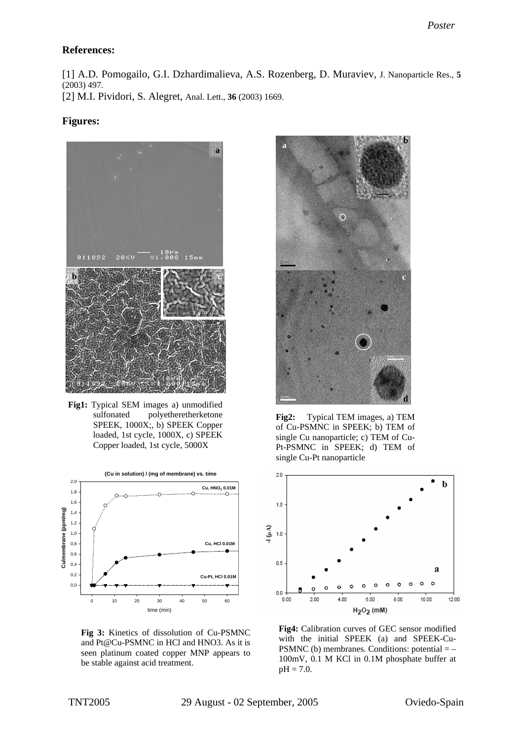## References:

[1] A.D. Pomogailo, G.I. Dzhardimalieva, A.S. Rozenberg, D. Muraviev, J. Nanoparticle Res., **5** (2003) 497.

[2] M.I. Pividori, S. Alegret, Anal. Lett., **36** (2003) 1669.

## Figures:

a

011892 20KV X1,000 15mm

10µm

b

c

**Fig1:** Typical SEM images a) unmodified sulfonated polyetheretherketone SPEEK, 1000X;, b) SPEEK Copper loaded, 1st cycle, 1000X, c) SPEEK Copper loaded, 1st cycle, 5000X

a

b

c

d

**Fig2:** Typical TEM images, a) TEM of Cu-PSMNC in SPEEK; b) TEM of single Cu nanoparticle; c) TEM of Cu-Pt-PSMNC in SPEEK; d) TEM of single Cu-Pt nanoparticle

(Cu in solution) / (mg of membrane) vs. time

Cu/membrane (ppm/mg)

2,0
1,8
1,6
1,4
1,2
1,0
0,8
0,6
0,4
0,2
0,0

0 10 20 30 40 50 60

time (min)

Cu, $HNO_3$ 0.01M

Cu, HCl 0.01M

Cu-Pt, HCl 0.01M

**Fig 3:** Kinetics of dissolution of Cu-PSMNC and Pt@Cu-PSMNC in HCl and HNO3. As it is seen platinum coated copper MNP appears to be stable against acid treatment.

-I (µA)

2.0
1.5
1.0
0.5
0.0

0.00 2.00 4.00 6.00 8.00 10.00 12.00

$H_2O_2$ (mM)

b

a

**Fig4:** Calibration curves of GEC sensor modified with the initial SPEEK (a) and SPEEK-Cu-PSMNC (b) membranes. Conditions: potential = –100mV, 0.1 M KCl in 0.1M phosphate buffer at pH = 7.0.